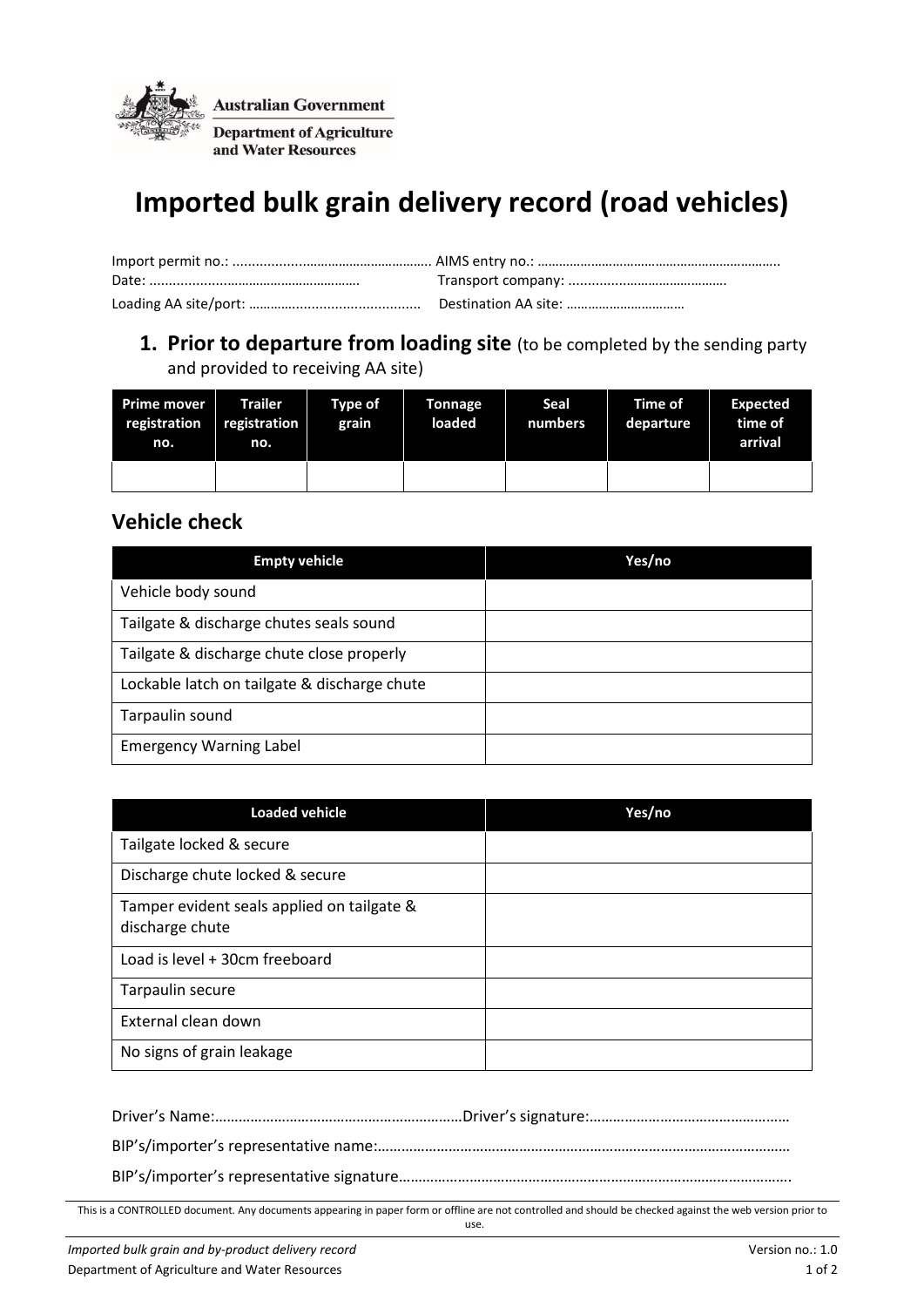Australian Government
Department of Agriculture and Water Resources

# Imported bulk grain delivery record (road vehicles)

Import permit no.: ..................................................... AIMS entry no.: ................................................................
Date: ....................................................... Transport company: ..........................................
Loading AA site/port: ............................................ Destination AA site: ................................

## 1. Prior to departure from loading site (to be completed by the sending party and provided to receiving AA site)

| Prime mover registration no. | Trailer registration no. | Type of grain | Tonnage loaded | Seal numbers | Time of departure | Expected time of arrival |
|---|---|---|---|---|---|---|
| | | | | | | |

### Vehicle check

| Empty vehicle | Yes/no |
|---|---|
| Vehicle body sound | |
| Tailgate & discharge chutes seals sound | |
| Tailgate & discharge chute close properly | |
| Lockable latch on tailgate & discharge chute | |
| Tarpaulin sound | |
| Emergency Warning Label | |

| Loaded vehicle | Yes/no |
|---|---|
| Tailgate locked & secure | |
| Discharge chute locked & secure | |
| Tamper evident seals applied on tailgate & discharge chute | |
| Load is level + 30cm freeboard | |
| Tarpaulin secure | |
| External clean down | |
| No signs of grain leakage | |

Driver's Name:.............................................................Driver's signature:.................................................

BIP's/importer's representative name:....................................................................................................

BIP's/importer's representative signature.................................................................................................

This is a CONTROLLED document. Any documents appearing in paper form or offline are not controlled and should be checked against the web version prior to use.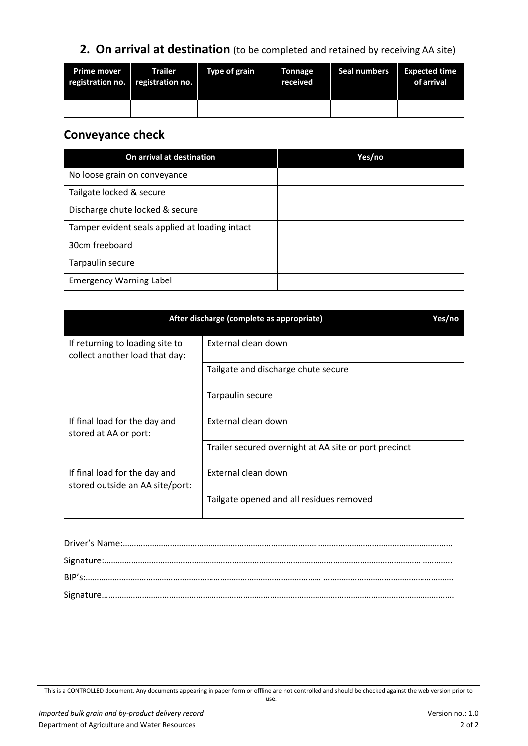## 2. On arrival at destination (to be completed and retained by receiving AA site)

| Prime mover registration no. | Trailer registration no. | Type of grain | Tonnage received | Seal numbers | Expected time of arrival |
|---|---|---|---|---|---|
| | | | | | |

## Conveyance check

| On arrival at destination | Yes/no |
|---|---|
| No loose grain on conveyance | |
| Tailgate locked & secure | |
| Discharge chute locked & secure | |
| Tamper evident seals applied at loading intact | |
| 30cm freeboard | |
| Tarpaulin secure | |
| Emergency Warning Label | |

| After discharge (complete as appropriate) | | Yes/no |
|---|---|---|
| If returning to loading site to collect another load that day: | External clean down | |
| | Tailgate and discharge chute secure | |
| | Tarpaulin secure | |
| If final load for the day and stored at AA or port: | External clean down | |
| | Trailer secured overnight at AA site or port precinct | |
| If final load for the day and stored outside an AA site/port: | External clean down | |
| | Tailgate opened and all residues removed | |

Driver's Name:……………………………………………………………………………………………………………………………

Signature:…………………………………………………………………………………………………………………………………..

BIP's:……………………………………………………………………………………… …………………………………………………

Signature…………………………………………………………………………………………………………………………………….

This is a CONTROLLED document. Any documents appearing in paper form or offline are not controlled and should be checked against the web version prior to use.

*Imported bulk grain and by-product delivery record* Version no.: 1.0

Department of Agriculture and Water Resources